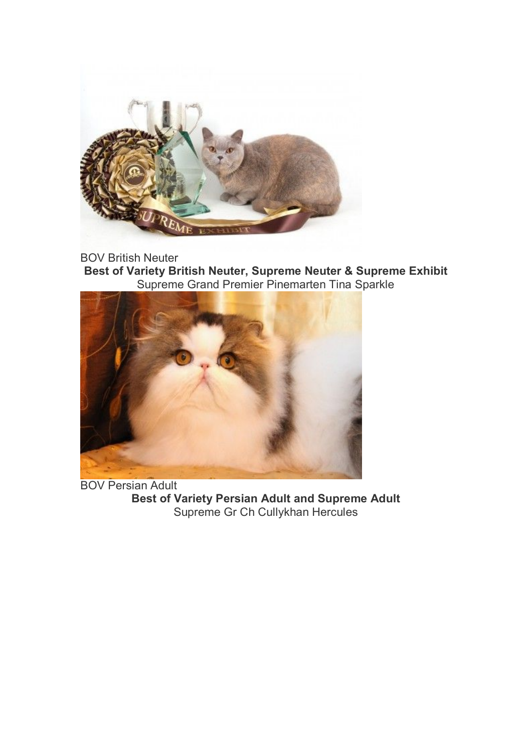BOV British Neuter

**Best of Variety British Neuter, Supreme Neuter & Supreme Exhibit**

Supreme Grand Premier Pinemarten Tina Sparkle

BOV Persian Adult

**Best of Variety Persian Adult and Supreme Adult**

Supreme Gr Ch Cullykhan Hercules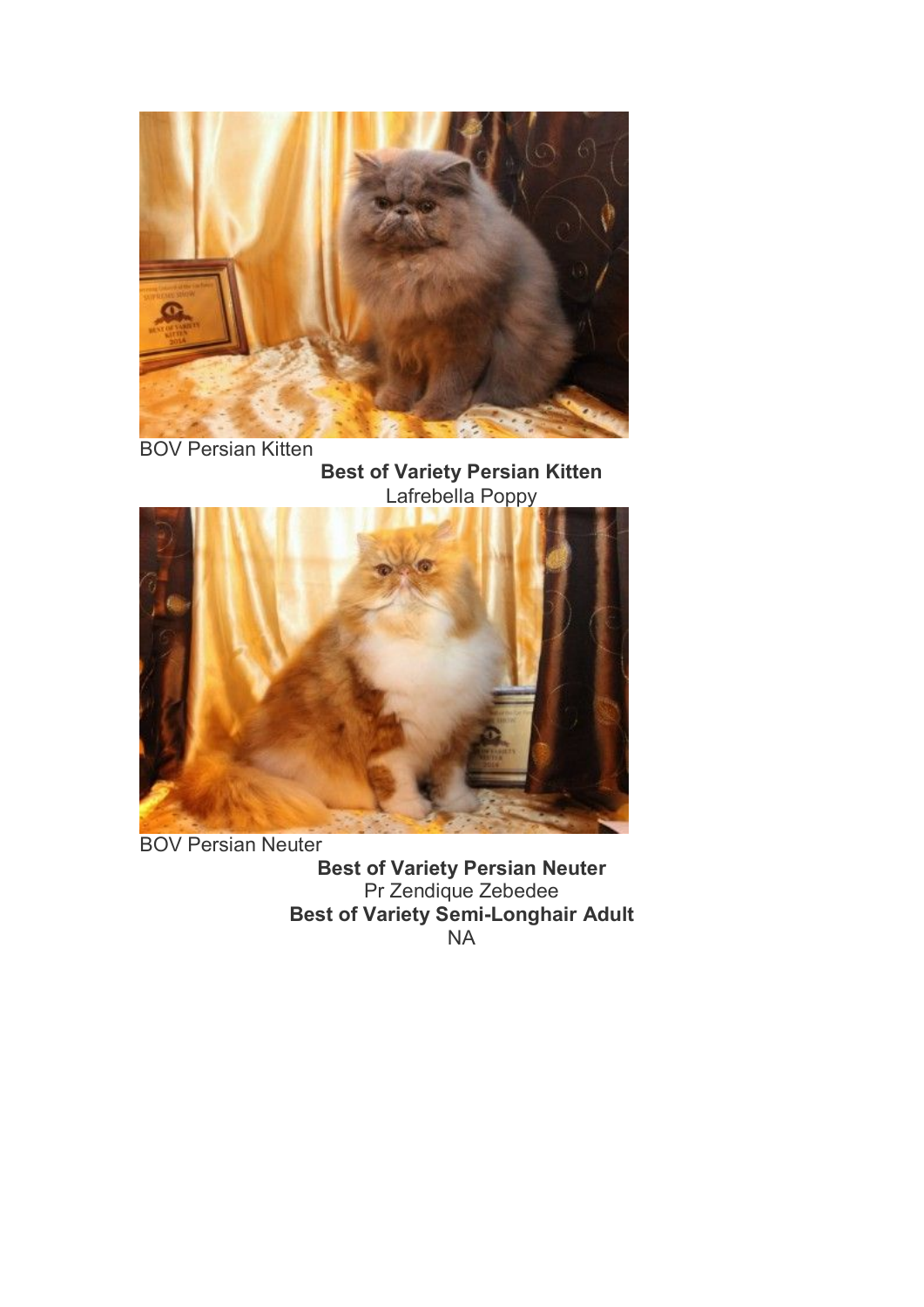BOV Persian Kitten

**Best of Variety Persian Kitten**

Lafrebella Poppy

BOV Persian Neuter

**Best of Variety Persian Neuter**

Pr Zendique Zebedee

**Best of Variety Semi-Longhair Adult**

NA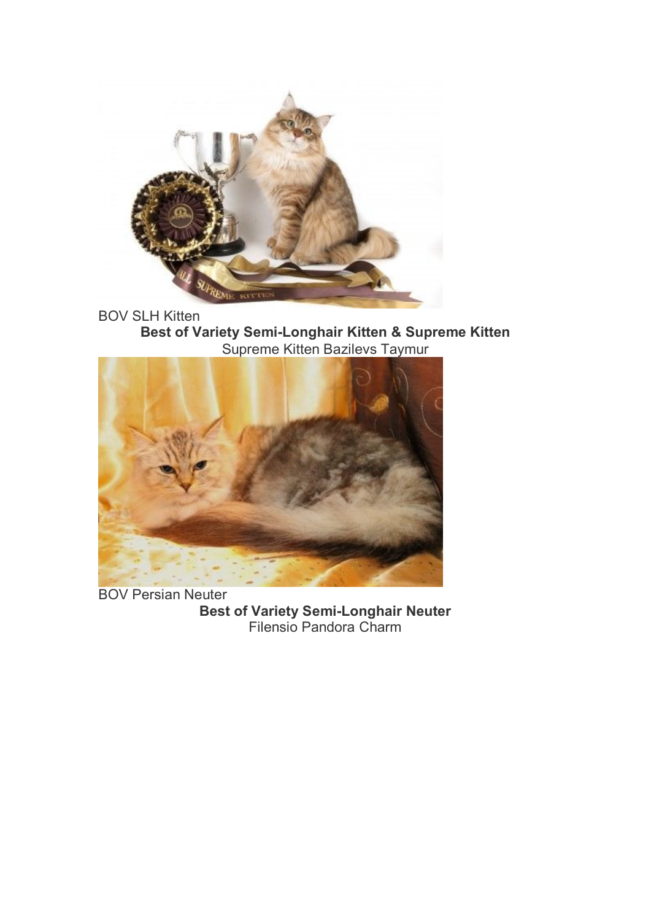BOV SLH Kitten

**Best of Variety Semi-Longhair Kitten & Supreme Kitten**

Supreme Kitten Bazilevs Taymur

BOV Persian Neuter

**Best of Variety Semi-Longhair Neuter**

Filensio Pandora Charm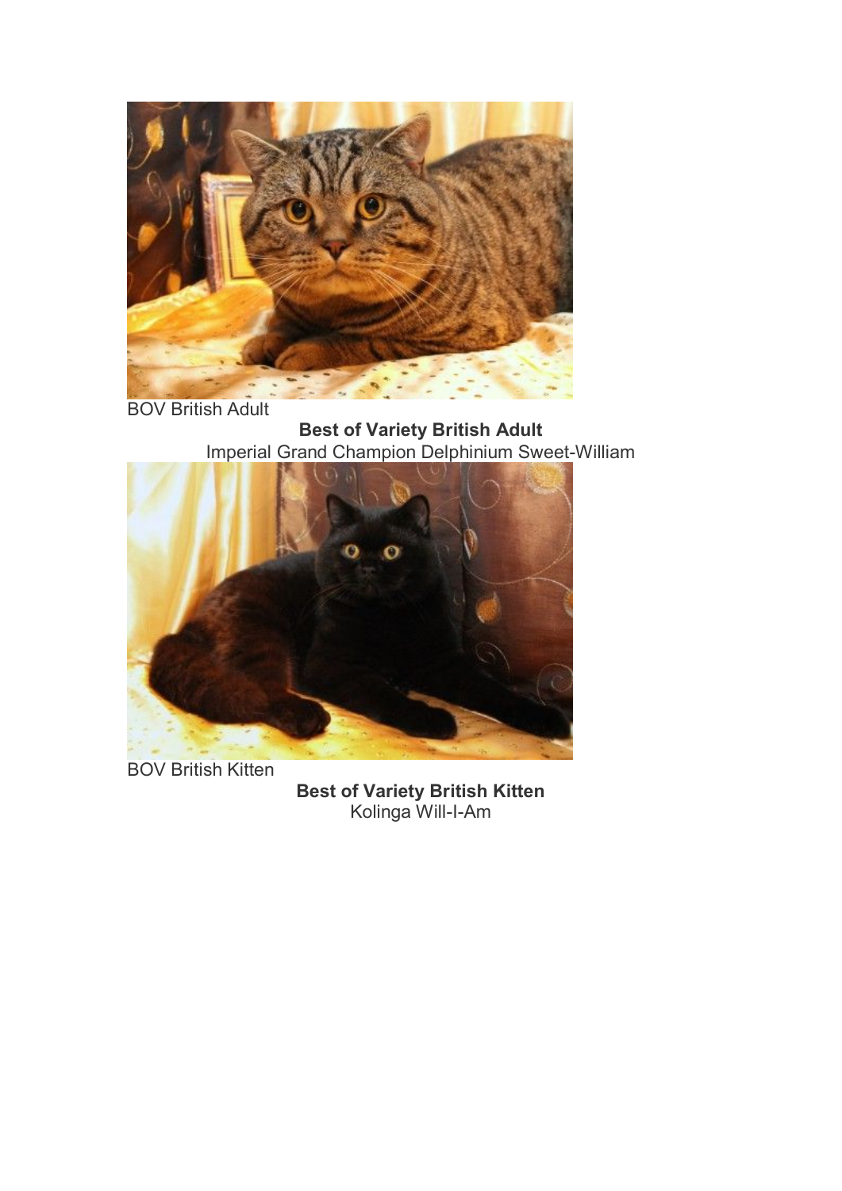BOV British Adult

**Best of Variety British Adult**
Imperial Grand Champion Delphinium Sweet-William

BOV British Kitten

**Best of Variety British Kitten**
Kolinga Will-I-Am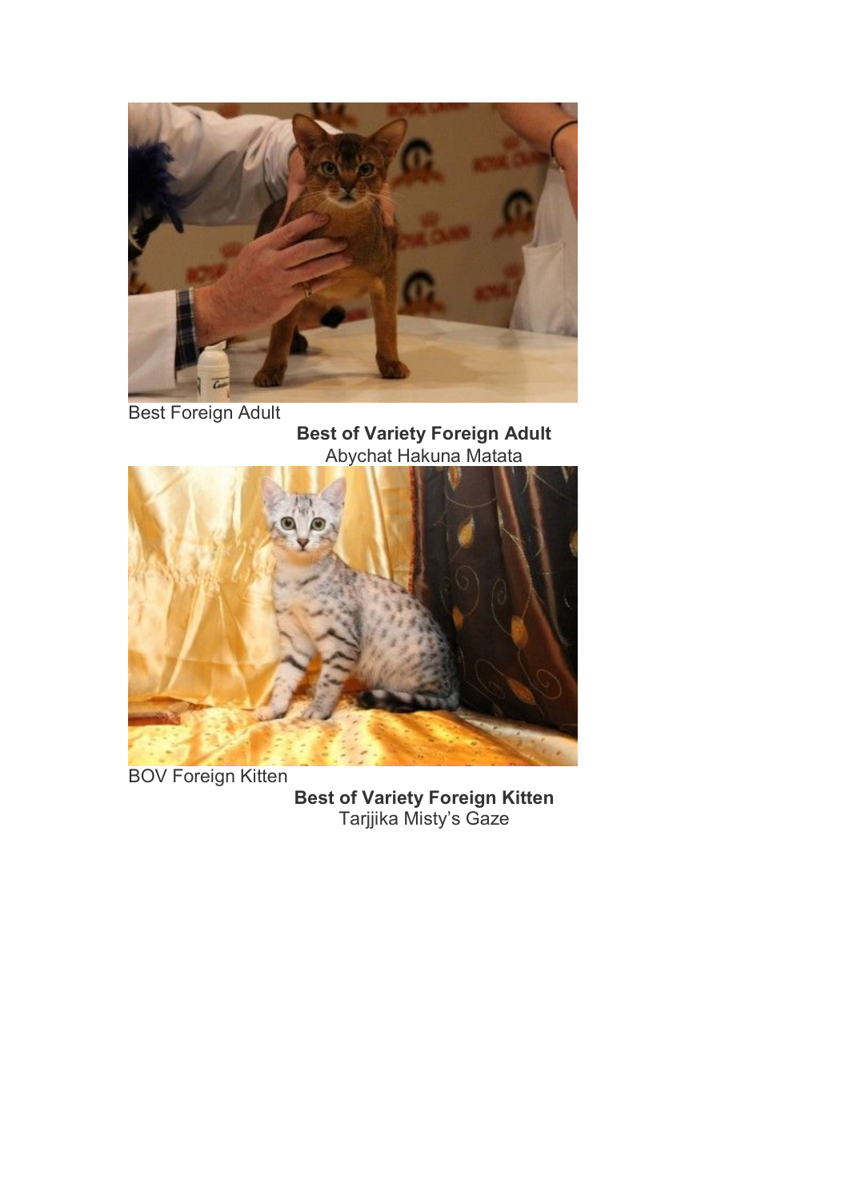Best Foreign Adult

**Best of Variety Foreign Adult**
Abychat Hakuna Matata

BOV Foreign Kitten

**Best of Variety Foreign Kitten**
Tarjjika Misty's Gaze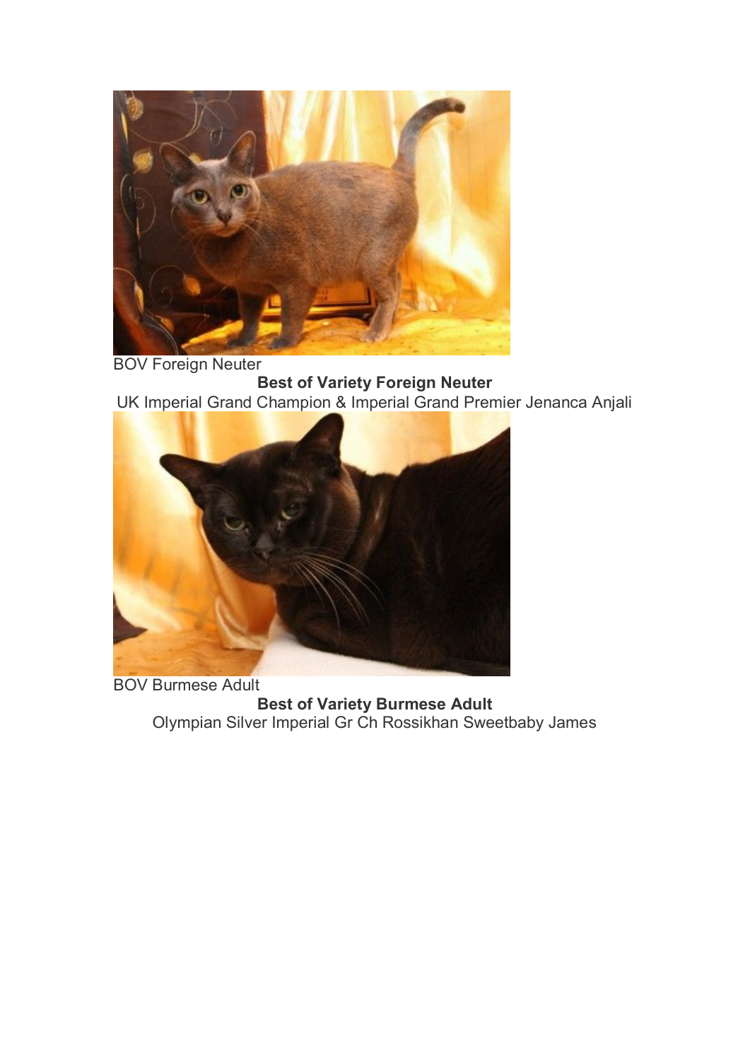BOV Foreign Neuter

**Best of Variety Foreign Neuter**

UK Imperial Grand Champion & Imperial Grand Premier Jenanca Anjali

BOV Burmese Adult

**Best of Variety Burmese Adult**

Olympian Silver Imperial Gr Ch Rossikhan Sweetbaby James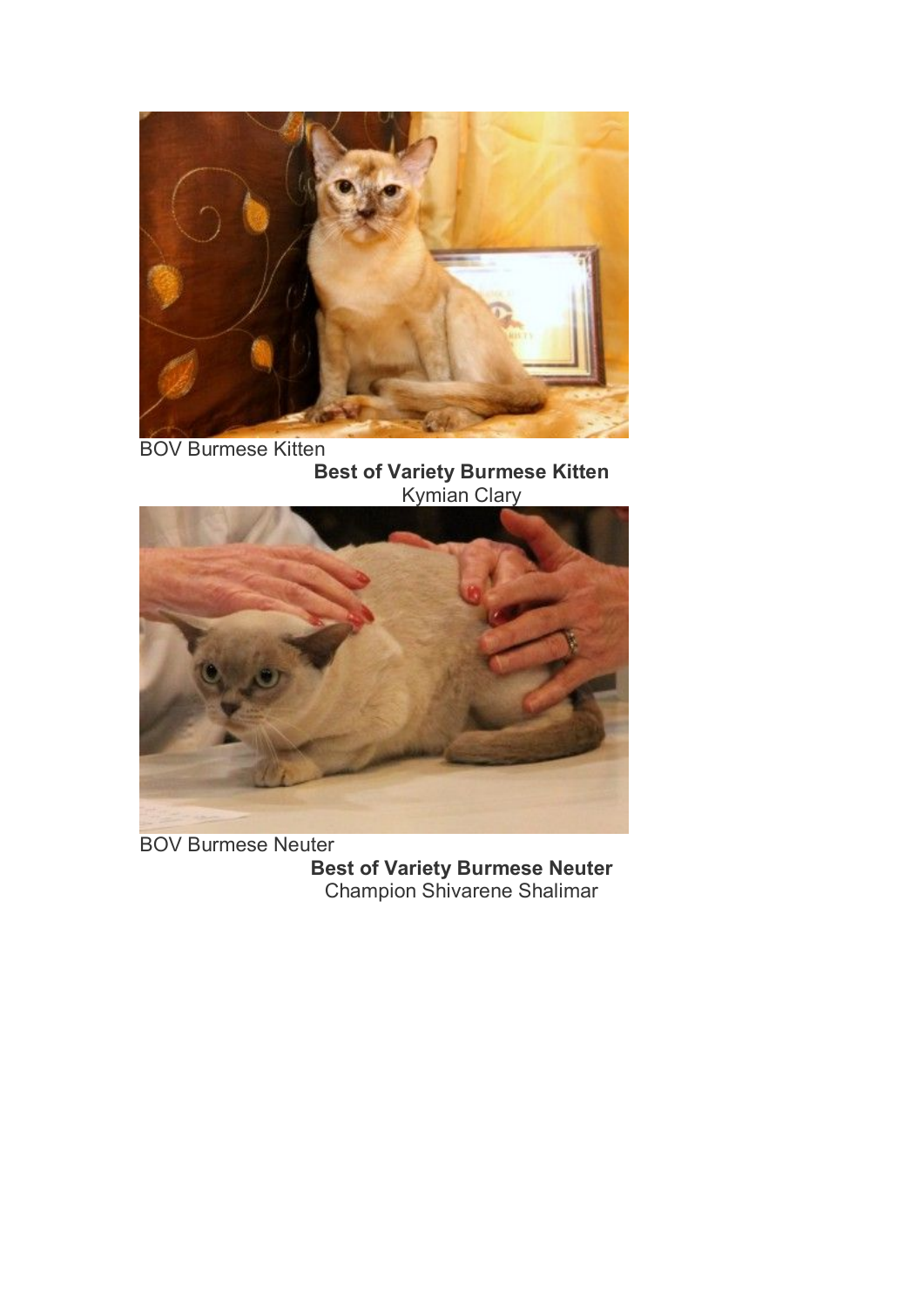BOV Burmese Kitten

**Best of Variety Burmese Kitten**
Kymian Clary

BOV Burmese Neuter

**Best of Variety Burmese Neuter**
Champion Shivarene Shalimar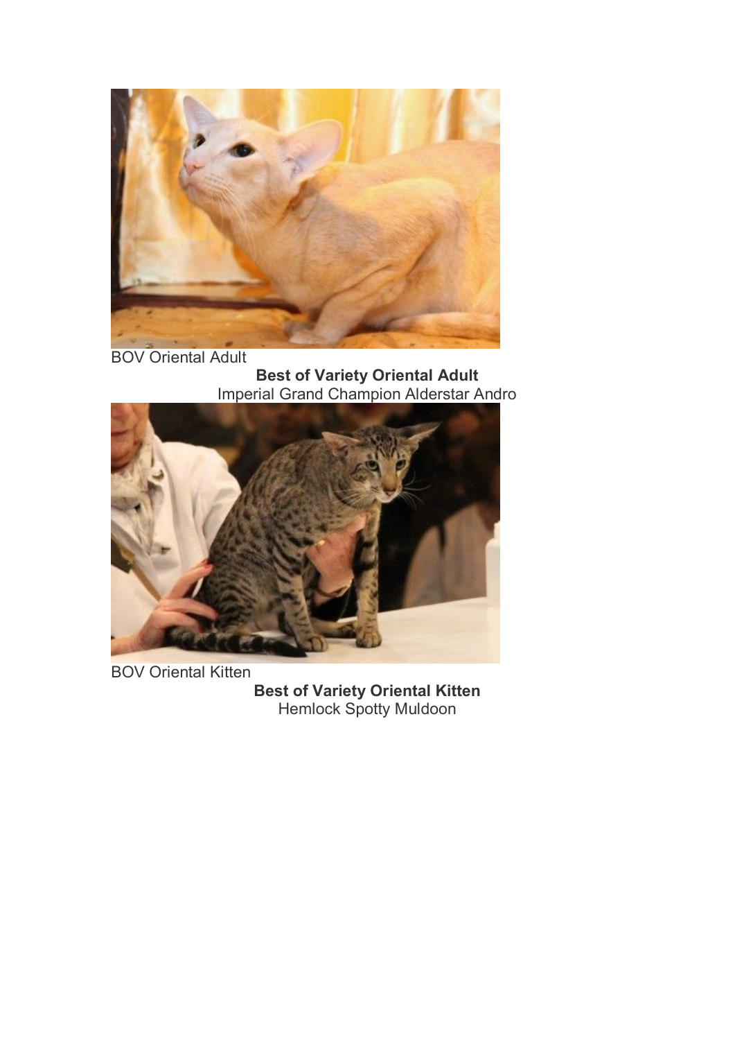BOV Oriental Adult

**Best of Variety Oriental Adult**
Imperial Grand Champion Alderstar Andro

BOV Oriental Kitten

**Best of Variety Oriental Kitten**
Hemlock Spotty Muldoon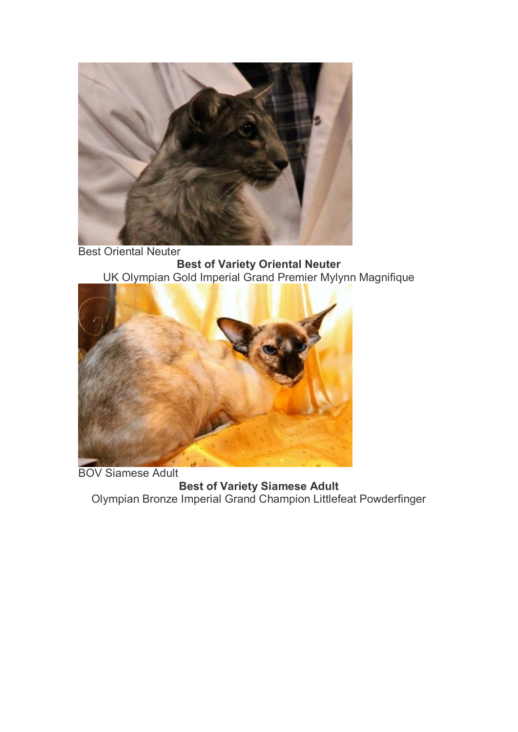Best Oriental Neuter

**Best of Variety Oriental Neuter**

UK Olympian Gold Imperial Grand Premier Mylynn Magnifique

BOV Siamese Adult

**Best of Variety Siamese Adult**

Olympian Bronze Imperial Grand Champion Littlefeat Powderfinger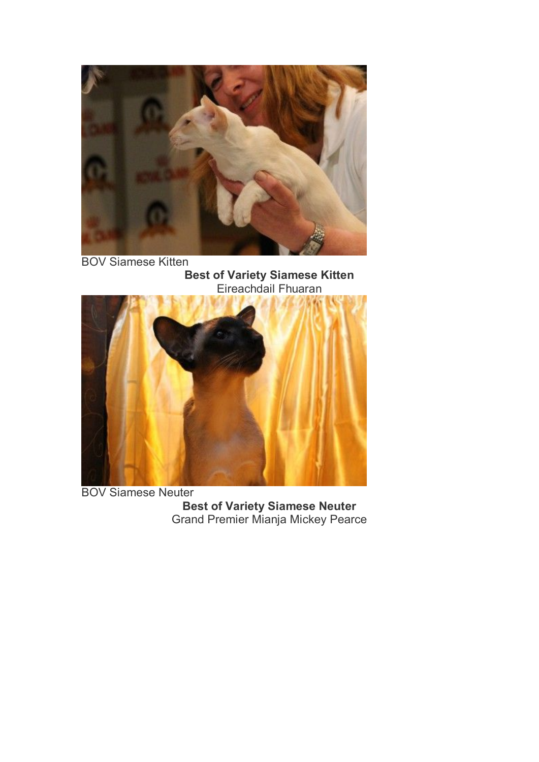BOV Siamese Kitten

**Best of Variety Siamese Kitten**
Eireachdail Fhuaran

BOV Siamese Neuter

**Best of Variety Siamese Neuter**
Grand Premier Mianja Mickey Pearce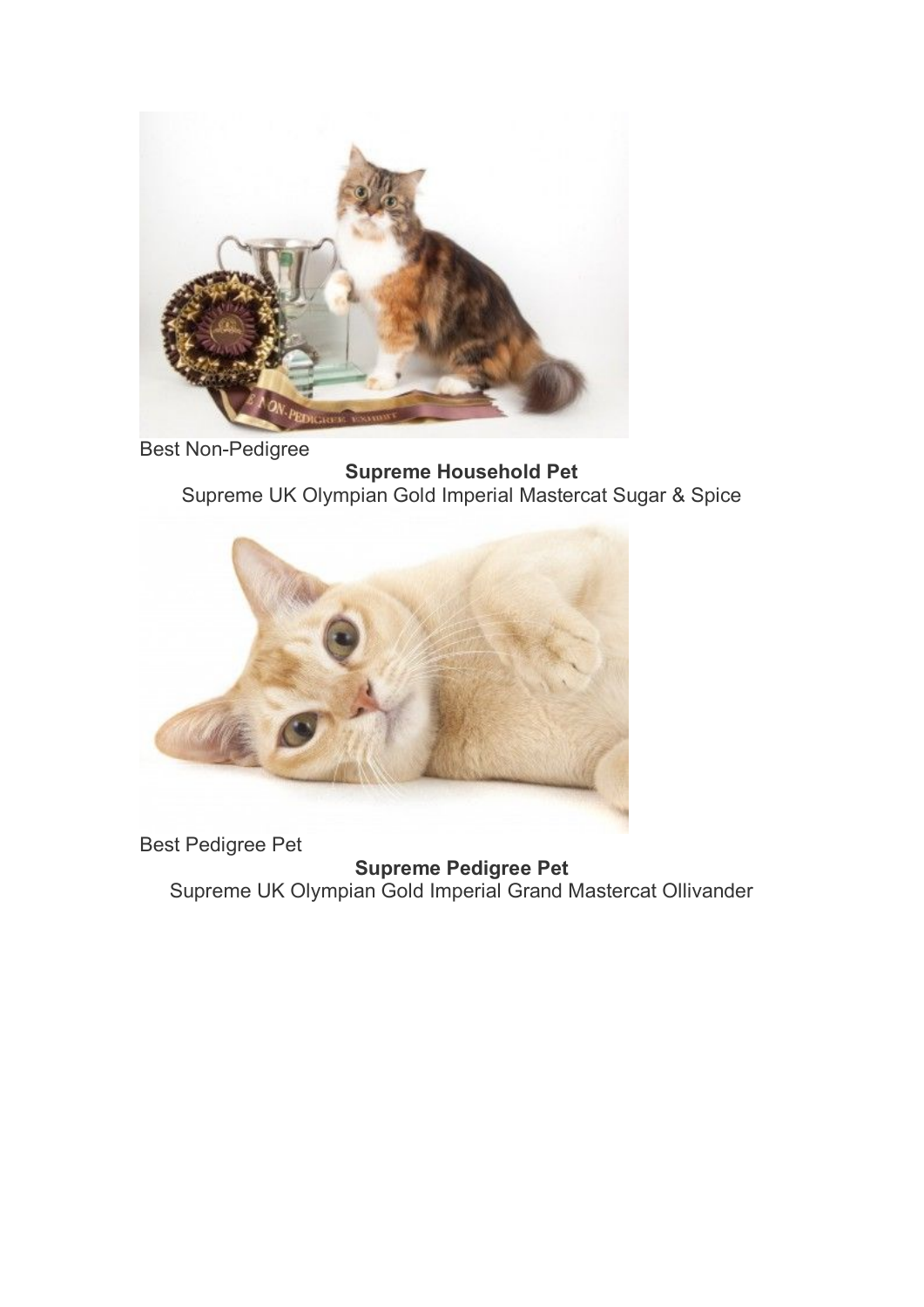Best Non-Pedigree

**Supreme Household Pet**

Supreme UK Olympian Gold Imperial Mastercat Sugar & Spice

Best Pedigree Pet

**Supreme Pedigree Pet**

Supreme UK Olympian Gold Imperial Grand Mastercat Ollivander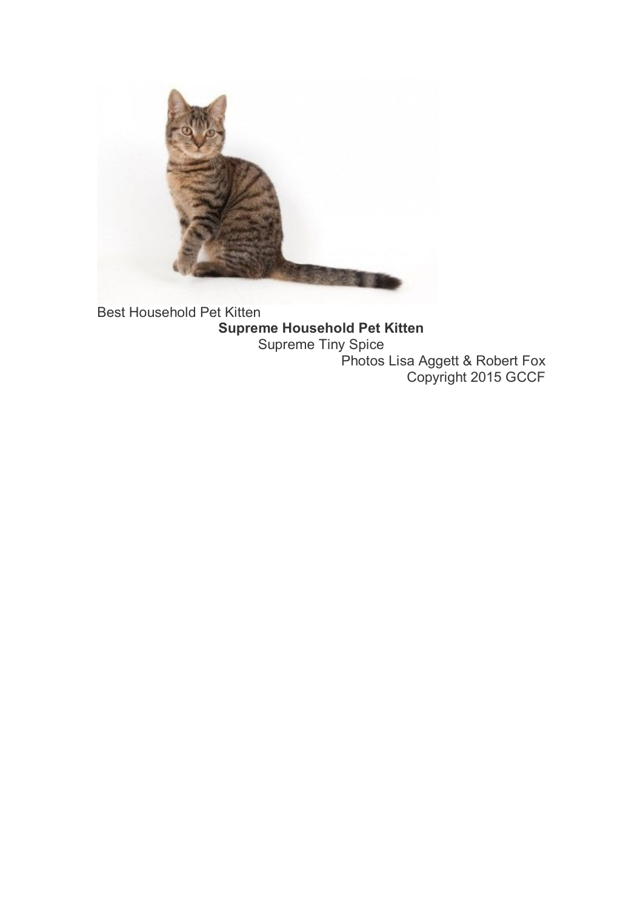Best Household Pet Kitten

**Supreme Household Pet Kitten**

Supreme Tiny Spice

Photos Lisa Aggett & Robert Fox

Copyright 2015 GCCF